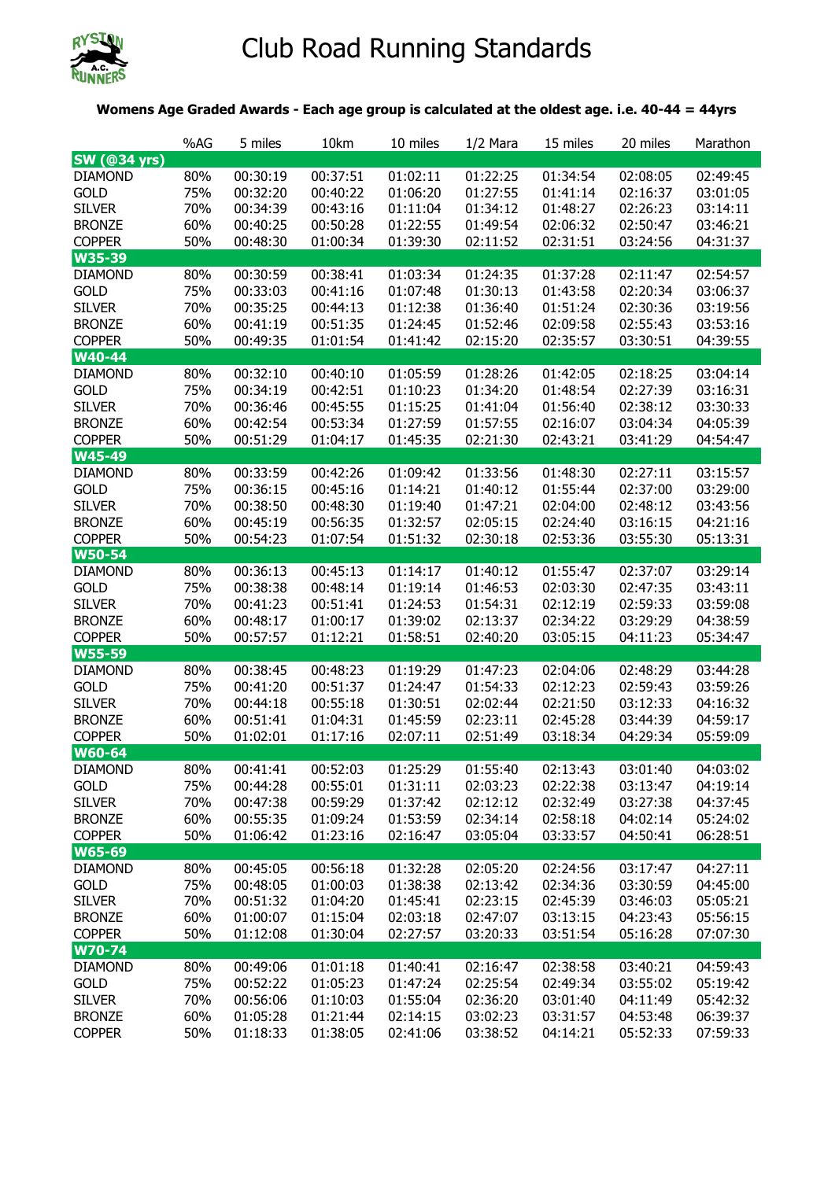# Club Road Running Standards

**Womens Age Graded Awards - Each age group is calculated at the oldest age. i.e. 40-44 = 44yrs**

| | %AG | 5 miles | 10km | 10 miles | 1/2 Mara | 15 miles | 20 miles | Marathon |
|---|---|---|---|---|---|---|---|---|
| **SW (@34 yrs)** | | | | | | | | |
| DIAMOND | 80% | 00:30:19 | 00:37:51 | 01:02:11 | 01:22:25 | 01:34:54 | 02:08:05 | 02:49:45 |
| GOLD | 75% | 00:32:20 | 00:40:22 | 01:06:20 | 01:27:55 | 01:41:14 | 02:16:37 | 03:01:05 |
| SILVER | 70% | 00:34:39 | 00:43:16 | 01:11:04 | 01:34:12 | 01:48:27 | 02:26:23 | 03:14:11 |
| BRONZE | 60% | 00:40:25 | 00:50:28 | 01:22:55 | 01:49:54 | 02:06:32 | 02:50:47 | 03:46:21 |
| COPPER | 50% | 00:48:30 | 01:00:34 | 01:39:30 | 02:11:52 | 02:31:51 | 03:24:56 | 04:31:37 |
| **W35-39** | | | | | | | | |
| DIAMOND | 80% | 00:30:59 | 00:38:41 | 01:03:34 | 01:24:35 | 01:37:28 | 02:11:47 | 02:54:57 |
| GOLD | 75% | 00:33:03 | 00:41:16 | 01:07:48 | 01:30:13 | 01:43:58 | 02:20:34 | 03:06:37 |
| SILVER | 70% | 00:35:25 | 00:44:13 | 01:12:38 | 01:36:40 | 01:51:24 | 02:30:36 | 03:19:56 |
| BRONZE | 60% | 00:41:19 | 00:51:35 | 01:24:45 | 01:52:46 | 02:09:58 | 02:55:43 | 03:53:16 |
| COPPER | 50% | 00:49:35 | 01:01:54 | 01:41:42 | 02:15:20 | 02:35:57 | 03:30:51 | 04:39:55 |
| **W40-44** | | | | | | | | |
| DIAMOND | 80% | 00:32:10 | 00:40:10 | 01:05:59 | 01:28:26 | 01:42:05 | 02:18:25 | 03:04:14 |
| GOLD | 75% | 00:34:19 | 00:42:51 | 01:10:23 | 01:34:20 | 01:48:54 | 02:27:39 | 03:16:31 |
| SILVER | 70% | 00:36:46 | 00:45:55 | 01:15:25 | 01:41:04 | 01:56:40 | 02:38:12 | 03:30:33 |
| BRONZE | 60% | 00:42:54 | 00:53:34 | 01:27:59 | 01:57:55 | 02:16:07 | 03:04:34 | 04:05:39 |
| COPPER | 50% | 00:51:29 | 01:04:17 | 01:45:35 | 02:21:30 | 02:43:21 | 03:41:29 | 04:54:47 |
| **W45-49** | | | | | | | | |
| DIAMOND | 80% | 00:33:59 | 00:42:26 | 01:09:42 | 01:33:56 | 01:48:30 | 02:27:11 | 03:15:57 |
| GOLD | 75% | 00:36:15 | 00:45:16 | 01:14:21 | 01:40:12 | 01:55:44 | 02:37:00 | 03:29:00 |
| SILVER | 70% | 00:38:50 | 00:48:30 | 01:19:40 | 01:47:21 | 02:04:00 | 02:48:12 | 03:43:56 |
| BRONZE | 60% | 00:45:19 | 00:56:35 | 01:32:57 | 02:05:15 | 02:24:40 | 03:16:15 | 04:21:16 |
| COPPER | 50% | 00:54:23 | 01:07:54 | 01:51:32 | 02:30:18 | 02:53:36 | 03:55:30 | 05:13:31 |
| **W50-54** | | | | | | | | |
| DIAMOND | 80% | 00:36:13 | 00:45:13 | 01:14:17 | 01:40:12 | 01:55:47 | 02:37:07 | 03:29:14 |
| GOLD | 75% | 00:38:38 | 00:48:14 | 01:19:14 | 01:46:53 | 02:03:30 | 02:47:35 | 03:43:11 |
| SILVER | 70% | 00:41:23 | 00:51:41 | 01:24:53 | 01:54:31 | 02:12:19 | 02:59:33 | 03:59:08 |
| BRONZE | 60% | 00:48:17 | 01:00:17 | 01:39:02 | 02:13:37 | 02:34:22 | 03:29:29 | 04:38:59 |
| COPPER | 50% | 00:57:57 | 01:12:21 | 01:58:51 | 02:40:20 | 03:05:15 | 04:11:23 | 05:34:47 |
| **W55-59** | | | | | | | | |
| DIAMOND | 80% | 00:38:45 | 00:48:23 | 01:19:29 | 01:47:23 | 02:04:06 | 02:48:29 | 03:44:28 |
| GOLD | 75% | 00:41:20 | 00:51:37 | 01:24:47 | 01:54:33 | 02:12:23 | 02:59:43 | 03:59:26 |
| SILVER | 70% | 00:44:18 | 00:55:18 | 01:30:51 | 02:02:44 | 02:21:50 | 03:12:33 | 04:16:32 |
| BRONZE | 60% | 00:51:41 | 01:04:31 | 01:45:59 | 02:23:11 | 02:45:28 | 03:44:39 | 04:59:17 |
| COPPER | 50% | 01:02:01 | 01:17:16 | 02:07:11 | 02:51:49 | 03:18:34 | 04:29:34 | 05:59:09 |
| **W60-64** | | | | | | | | |
| DIAMOND | 80% | 00:41:41 | 00:52:03 | 01:25:29 | 01:55:40 | 02:13:43 | 03:01:40 | 04:03:02 |
| GOLD | 75% | 00:44:28 | 00:55:01 | 01:31:11 | 02:03:23 | 02:22:38 | 03:13:47 | 04:19:14 |
| SILVER | 70% | 00:47:38 | 00:59:29 | 01:37:42 | 02:12:12 | 02:32:49 | 03:27:38 | 04:37:45 |
| BRONZE | 60% | 00:55:35 | 01:09:24 | 01:53:59 | 02:34:14 | 02:58:18 | 04:02:14 | 05:24:02 |
| COPPER | 50% | 01:06:42 | 01:23:16 | 02:16:47 | 03:05:04 | 03:33:57 | 04:50:41 | 06:28:51 |
| **W65-69** | | | | | | | | |
| DIAMOND | 80% | 00:45:05 | 00:56:18 | 01:32:28 | 02:05:20 | 02:24:56 | 03:17:47 | 04:27:11 |
| GOLD | 75% | 00:48:05 | 01:00:03 | 01:38:38 | 02:13:42 | 02:34:36 | 03:30:59 | 04:45:00 |
| SILVER | 70% | 00:51:32 | 01:04:20 | 01:45:41 | 02:23:15 | 02:45:39 | 03:46:03 | 05:05:21 |
| BRONZE | 60% | 01:00:07 | 01:15:04 | 02:03:18 | 02:47:07 | 03:13:15 | 04:23:43 | 05:56:15 |
| COPPER | 50% | 01:12:08 | 01:30:04 | 02:27:57 | 03:20:33 | 03:51:54 | 05:16:28 | 07:07:30 |
| **W70-74** | | | | | | | | |
| DIAMOND | 80% | 00:49:06 | 01:01:18 | 01:40:41 | 02:16:47 | 02:38:58 | 03:40:21 | 04:59:43 |
| GOLD | 75% | 00:52:22 | 01:05:23 | 01:47:24 | 02:25:54 | 02:49:34 | 03:55:02 | 05:19:42 |
| SILVER | 70% | 00:56:06 | 01:10:03 | 01:55:04 | 02:36:20 | 03:01:40 | 04:11:49 | 05:42:32 |
| BRONZE | 60% | 01:05:28 | 01:21:44 | 02:14:15 | 03:02:23 | 03:31:57 | 04:53:48 | 06:39:37 |
| COPPER | 50% | 01:18:33 | 01:38:05 | 02:41:06 | 03:38:52 | 04:14:21 | 05:52:33 | 07:59:33 |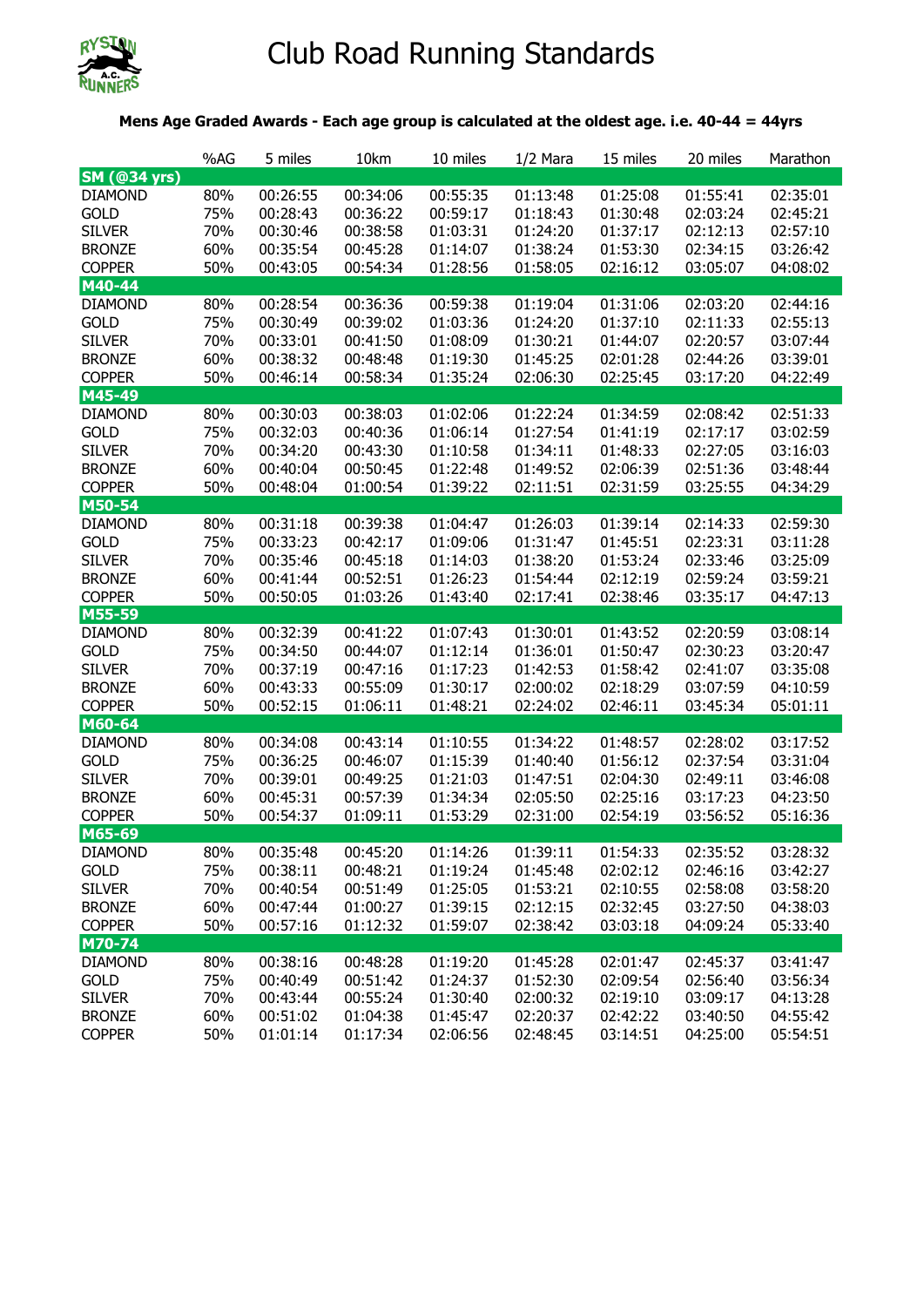# Club Road Running Standards

**Mens Age Graded Awards - Each age group is calculated at the oldest age. i.e. 40-44 = 44yrs**

| | %AG | 5 miles | 10km | 10 miles | 1/2 Mara | 15 miles | 20 miles | Marathon |
|---|---|---|---|---|---|---|---|---|
| **SM (@34 yrs)** | | | | | | | | |
| DIAMOND | 80% | 00:26:55 | 00:34:06 | 00:55:35 | 01:13:48 | 01:25:08 | 01:55:41 | 02:35:01 |
| GOLD | 75% | 00:28:43 | 00:36:22 | 00:59:17 | 01:18:43 | 01:30:48 | 02:03:24 | 02:45:21 |
| SILVER | 70% | 00:30:46 | 00:38:58 | 01:03:31 | 01:24:20 | 01:37:17 | 02:12:13 | 02:57:10 |
| BRONZE | 60% | 00:35:54 | 00:45:28 | 01:14:07 | 01:38:24 | 01:53:30 | 02:34:15 | 03:26:42 |
| COPPER | 50% | 00:43:05 | 00:54:34 | 01:28:56 | 01:58:05 | 02:16:12 | 03:05:07 | 04:08:02 |
| **M40-44** | | | | | | | | |
| DIAMOND | 80% | 00:28:54 | 00:36:36 | 00:59:38 | 01:19:04 | 01:31:06 | 02:03:20 | 02:44:16 |
| GOLD | 75% | 00:30:49 | 00:39:02 | 01:03:36 | 01:24:20 | 01:37:10 | 02:11:33 | 02:55:13 |
| SILVER | 70% | 00:33:01 | 00:41:50 | 01:08:09 | 01:30:21 | 01:44:07 | 02:20:57 | 03:07:44 |
| BRONZE | 60% | 00:38:32 | 00:48:48 | 01:19:30 | 01:45:25 | 02:01:28 | 02:44:26 | 03:39:01 |
| COPPER | 50% | 00:46:14 | 00:58:34 | 01:35:24 | 02:06:30 | 02:25:45 | 03:17:20 | 04:22:49 |
| **M45-49** | | | | | | | | |
| DIAMOND | 80% | 00:30:03 | 00:38:03 | 01:02:06 | 01:22:24 | 01:34:59 | 02:08:42 | 02:51:33 |
| GOLD | 75% | 00:32:03 | 00:40:36 | 01:06:14 | 01:27:54 | 01:41:19 | 02:17:17 | 03:02:59 |
| SILVER | 70% | 00:34:20 | 00:43:30 | 01:10:58 | 01:34:11 | 01:48:33 | 02:27:05 | 03:16:03 |
| BRONZE | 60% | 00:40:04 | 00:50:45 | 01:22:48 | 01:49:52 | 02:06:39 | 02:51:36 | 03:48:44 |
| COPPER | 50% | 00:48:04 | 01:00:54 | 01:39:22 | 02:11:51 | 02:31:59 | 03:25:55 | 04:34:29 |
| **M50-54** | | | | | | | | |
| DIAMOND | 80% | 00:31:18 | 00:39:38 | 01:04:47 | 01:26:03 | 01:39:14 | 02:14:33 | 02:59:30 |
| GOLD | 75% | 00:33:23 | 00:42:17 | 01:09:06 | 01:31:47 | 01:45:51 | 02:23:31 | 03:11:28 |
| SILVER | 70% | 00:35:46 | 00:45:18 | 01:14:03 | 01:38:20 | 01:53:24 | 02:33:46 | 03:25:09 |
| BRONZE | 60% | 00:41:44 | 00:52:51 | 01:26:23 | 01:54:44 | 02:12:19 | 02:59:24 | 03:59:21 |
| COPPER | 50% | 00:50:05 | 01:03:26 | 01:43:40 | 02:17:41 | 02:38:46 | 03:35:17 | 04:47:13 |
| **M55-59** | | | | | | | | |
| DIAMOND | 80% | 00:32:39 | 00:41:22 | 01:07:43 | 01:30:01 | 01:43:52 | 02:20:59 | 03:08:14 |
| GOLD | 75% | 00:34:50 | 00:44:07 | 01:12:14 | 01:36:01 | 01:50:47 | 02:30:23 | 03:20:47 |
| SILVER | 70% | 00:37:19 | 00:47:16 | 01:17:23 | 01:42:53 | 01:58:42 | 02:41:07 | 03:35:08 |
| BRONZE | 60% | 00:43:33 | 00:55:09 | 01:30:17 | 02:00:02 | 02:18:29 | 03:07:59 | 04:10:59 |
| COPPER | 50% | 00:52:15 | 01:06:11 | 01:48:21 | 02:24:02 | 02:46:11 | 03:45:34 | 05:01:11 |
| **M60-64** | | | | | | | | |
| DIAMOND | 80% | 00:34:08 | 00:43:14 | 01:10:55 | 01:34:22 | 01:48:57 | 02:28:02 | 03:17:52 |
| GOLD | 75% | 00:36:25 | 00:46:07 | 01:15:39 | 01:40:40 | 01:56:12 | 02:37:54 | 03:31:04 |
| SILVER | 70% | 00:39:01 | 00:49:25 | 01:21:03 | 01:47:51 | 02:04:30 | 02:49:11 | 03:46:08 |
| BRONZE | 60% | 00:45:31 | 00:57:39 | 01:34:34 | 02:05:50 | 02:25:16 | 03:17:23 | 04:23:50 |
| COPPER | 50% | 00:54:37 | 01:09:11 | 01:53:29 | 02:31:00 | 02:54:19 | 03:56:52 | 05:16:36 |
| **M65-69** | | | | | | | | |
| DIAMOND | 80% | 00:35:48 | 00:45:20 | 01:14:26 | 01:39:11 | 01:54:33 | 02:35:52 | 03:28:32 |
| GOLD | 75% | 00:38:11 | 00:48:21 | 01:19:24 | 01:45:48 | 02:02:12 | 02:46:16 | 03:42:27 |
| SILVER | 70% | 00:40:54 | 00:51:49 | 01:25:05 | 01:53:21 | 02:10:55 | 02:58:08 | 03:58:20 |
| BRONZE | 60% | 00:47:44 | 01:00:27 | 01:39:15 | 02:12:15 | 02:32:45 | 03:27:50 | 04:38:03 |
| COPPER | 50% | 00:57:16 | 01:12:32 | 01:59:07 | 02:38:42 | 03:03:18 | 04:09:24 | 05:33:40 |
| **M70-74** | | | | | | | | |
| DIAMOND | 80% | 00:38:16 | 00:48:28 | 01:19:20 | 01:45:28 | 02:01:47 | 02:45:37 | 03:41:47 |
| GOLD | 75% | 00:40:49 | 00:51:42 | 01:24:37 | 01:52:30 | 02:09:54 | 02:56:40 | 03:56:34 |
| SILVER | 70% | 00:43:44 | 00:55:24 | 01:30:40 | 02:00:32 | 02:19:10 | 03:09:17 | 04:13:28 |
| BRONZE | 60% | 00:51:02 | 01:04:38 | 01:45:47 | 02:20:37 | 02:42:22 | 03:40:50 | 04:55:42 |
| COPPER | 50% | 01:01:14 | 01:17:34 | 02:06:56 | 02:48:45 | 03:14:51 | 04:25:00 | 05:54:51 |